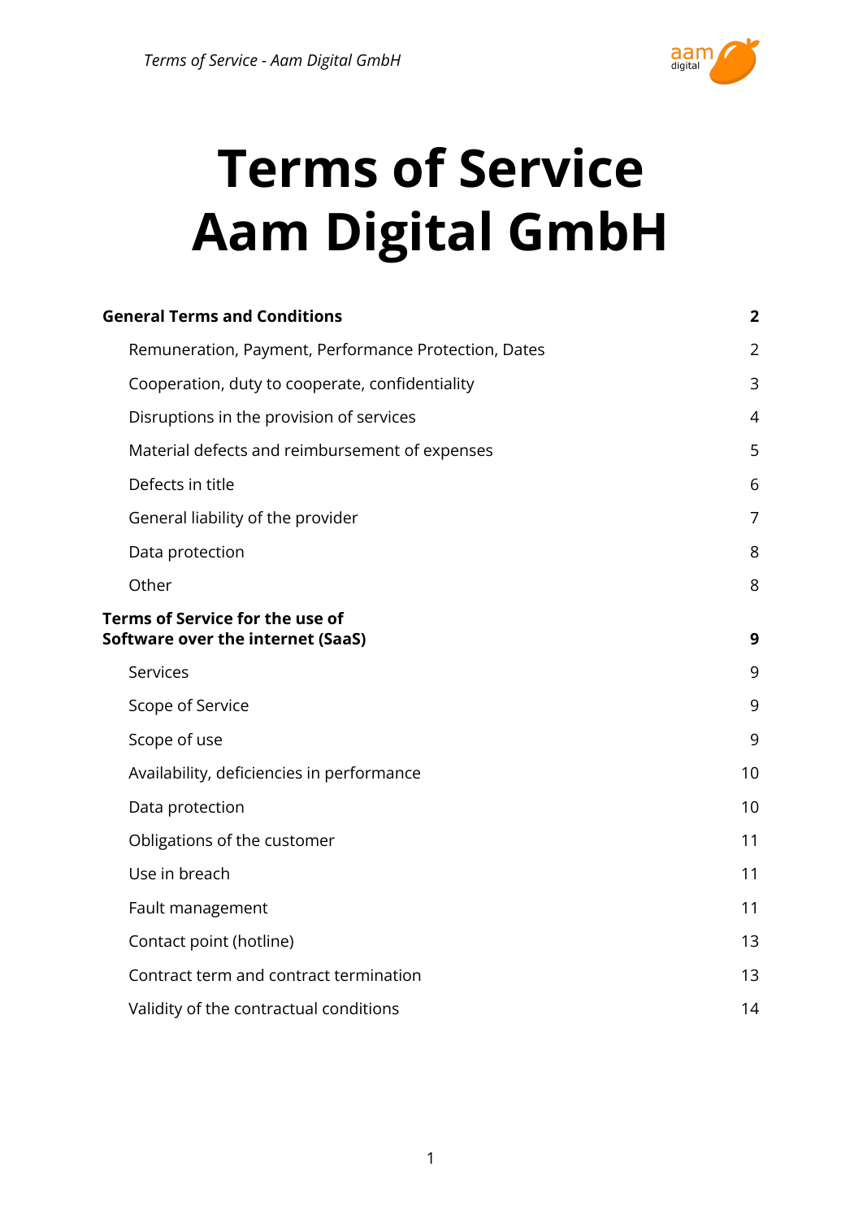# Terms of Service
# Aam Digital GmbH

| | |
|---|---|
| **General Terms and Conditions** | **2** |
| Remuneration, Payment, Performance Protection, Dates | 2 |
| Cooperation, duty to cooperate, confidentiality | 3 |
| Disruptions in the provision of services | 4 |
| Material defects and reimbursement of expenses | 5 |
| Defects in title | 6 |
| General liability of the provider | 7 |
| Data protection | 8 |
| Other | 8 |
| **Terms of Service for the use of Software over the internet (SaaS)** | **9** |
| Services | 9 |
| Scope of Service | 9 |
| Scope of use | 9 |
| Availability, deficiencies in performance | 10 |
| Data protection | 10 |
| Obligations of the customer | 11 |
| Use in breach | 11 |
| Fault management | 11 |
| Contact point (hotline) | 13 |
| Contract term and contract termination | 13 |
| Validity of the contractual conditions | 14 |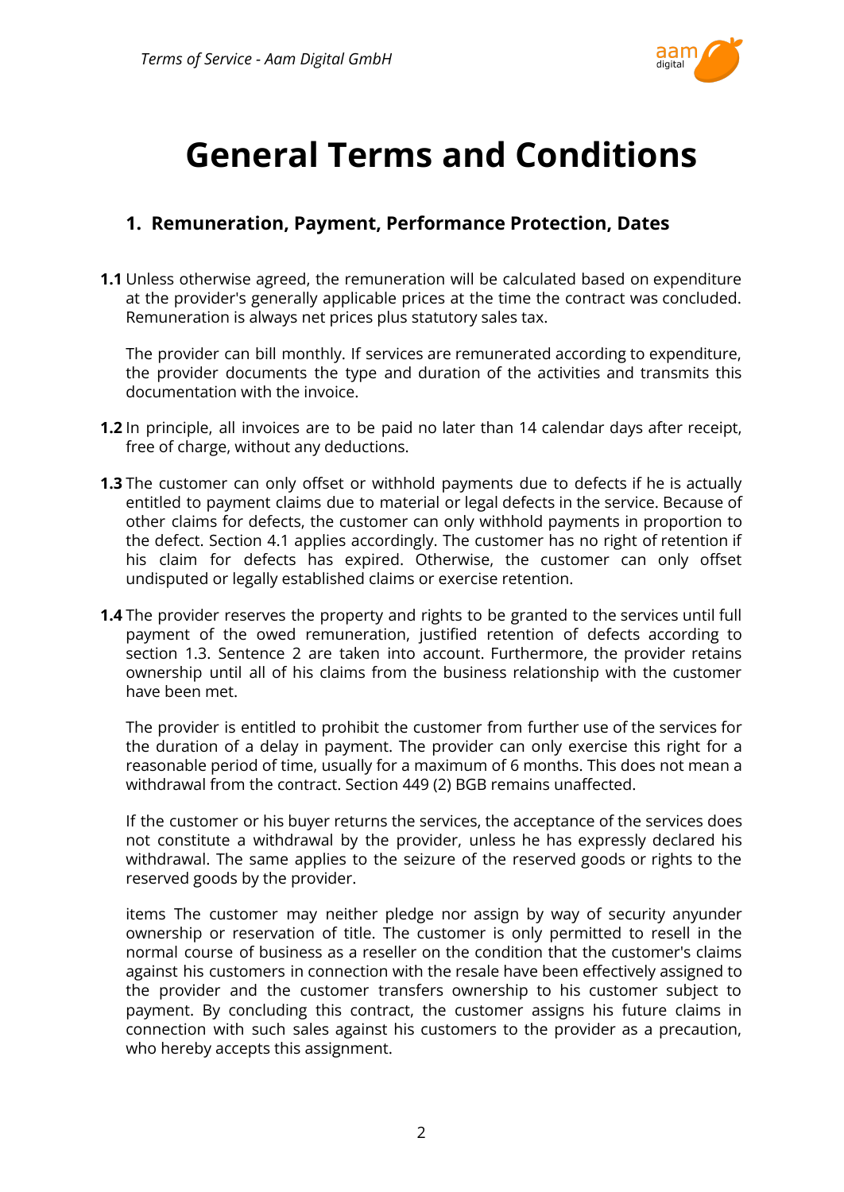# General Terms and Conditions

## 1. Remuneration, Payment, Performance Protection, Dates

**1.1** Unless otherwise agreed, the remuneration will be calculated based on expenditure at the provider's generally applicable prices at the time the contract was concluded. Remuneration is always net prices plus statutory sales tax.

The provider can bill monthly. If services are remunerated according to expenditure, the provider documents the type and duration of the activities and transmits this documentation with the invoice.

**1.2** In principle, all invoices are to be paid no later than 14 calendar days after receipt, free of charge, without any deductions.

**1.3** The customer can only offset or withhold payments due to defects if he is actually entitled to payment claims due to material or legal defects in the service. Because of other claims for defects, the customer can only withhold payments in proportion to the defect. Section 4.1 applies accordingly. The customer has no right of retention if his claim for defects has expired. Otherwise, the customer can only offset undisputed or legally established claims or exercise retention.

**1.4** The provider reserves the property and rights to be granted to the services until full payment of the owed remuneration, justified retention of defects according to section 1.3. Sentence 2 are taken into account. Furthermore, the provider retains ownership until all of his claims from the business relationship with the customer have been met.

The provider is entitled to prohibit the customer from further use of the services for the duration of a delay in payment. The provider can only exercise this right for a reasonable period of time, usually for a maximum of 6 months. This does not mean a withdrawal from the contract. Section 449 (2) BGB remains unaffected.

If the customer or his buyer returns the services, the acceptance of the services does not constitute a withdrawal by the provider, unless he has expressly declared his withdrawal. The same applies to the seizure of the reserved goods or rights to the reserved goods by the provider.

items The customer may neither pledge nor assign by way of security anyunder ownership or reservation of title. The customer is only permitted to resell in the normal course of business as a reseller on the condition that the customer's claims against his customers in connection with the resale have been effectively assigned to the provider and the customer transfers ownership to his customer subject to payment. By concluding this contract, the customer assigns his future claims in connection with such sales against his customers to the provider as a precaution, who hereby accepts this assignment.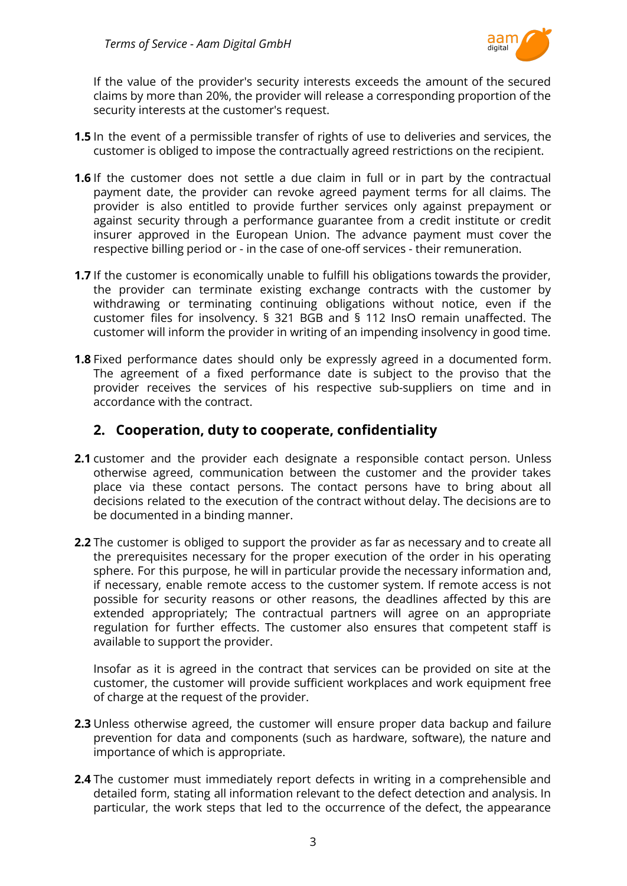If the value of the provider's security interests exceeds the amount of the secured claims by more than 20%, the provider will release a corresponding proportion of the security interests at the customer's request.

**1.5** In the event of a permissible transfer of rights of use to deliveries and services, the customer is obliged to impose the contractually agreed restrictions on the recipient.

**1.6** If the customer does not settle a due claim in full or in part by the contractual payment date, the provider can revoke agreed payment terms for all claims. The provider is also entitled to provide further services only against prepayment or against security through a performance guarantee from a credit institute or credit insurer approved in the European Union. The advance payment must cover the respective billing period or - in the case of one-off services - their remuneration.

**1.7** If the customer is economically unable to fulfill his obligations towards the provider, the provider can terminate existing exchange contracts with the customer by withdrawing or terminating continuing obligations without notice, even if the customer files for insolvency. § 321 BGB and § 112 InsO remain unaffected. The customer will inform the provider in writing of an impending insolvency in good time.

**1.8** Fixed performance dates should only be expressly agreed in a documented form. The agreement of a fixed performance date is subject to the proviso that the provider receives the services of his respective sub-suppliers on time and in accordance with the contract.

## 2. Cooperation, duty to cooperate, confidentiality

**2.1** customer and the provider each designate a responsible contact person. Unless otherwise agreed, communication between the customer and the provider takes place via these contact persons. The contact persons have to bring about all decisions related to the execution of the contract without delay. The decisions are to be documented in a binding manner.

**2.2** The customer is obliged to support the provider as far as necessary and to create all the prerequisites necessary for the proper execution of the order in his operating sphere. For this purpose, he will in particular provide the necessary information and, if necessary, enable remote access to the customer system. If remote access is not possible for security reasons or other reasons, the deadlines affected by this are extended appropriately; The contractual partners will agree on an appropriate regulation for further effects. The customer also ensures that competent staff is available to support the provider.

Insofar as it is agreed in the contract that services can be provided on site at the customer, the customer will provide sufficient workplaces and work equipment free of charge at the request of the provider.

**2.3** Unless otherwise agreed, the customer will ensure proper data backup and failure prevention for data and components (such as hardware, software), the nature and importance of which is appropriate.

**2.4** The customer must immediately report defects in writing in a comprehensible and detailed form, stating all information relevant to the defect detection and analysis. In particular, the work steps that led to the occurrence of the defect, the appearance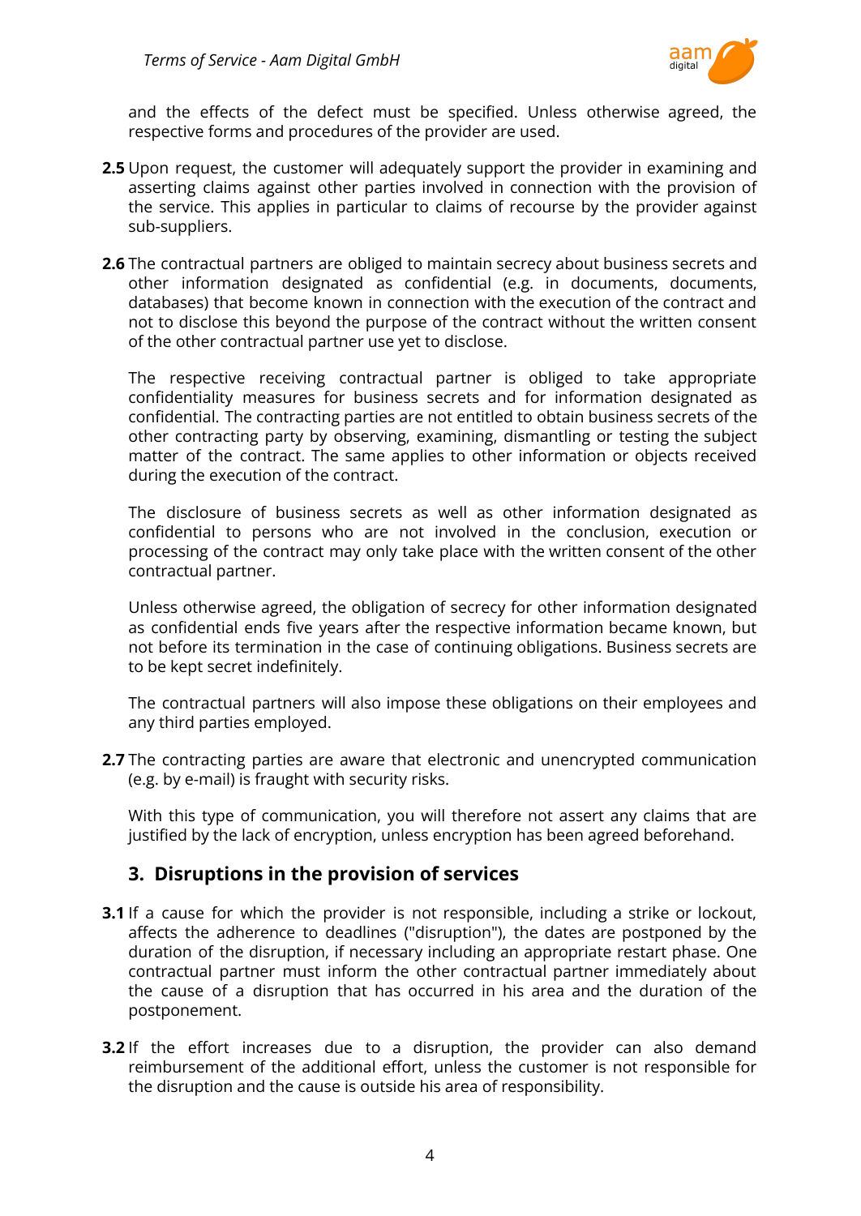and the effects of the defect must be specified. Unless otherwise agreed, the respective forms and procedures of the provider are used.

**2.5** Upon request, the customer will adequately support the provider in examining and asserting claims against other parties involved in connection with the provision of the service. This applies in particular to claims of recourse by the provider against sub-suppliers.

**2.6** The contractual partners are obliged to maintain secrecy about business secrets and other information designated as confidential (e.g. in documents, documents, databases) that become known in connection with the execution of the contract and not to disclose this beyond the purpose of the contract without the written consent of the other contractual partner use yet to disclose.

The respective receiving contractual partner is obliged to take appropriate confidentiality measures for business secrets and for information designated as confidential. The contracting parties are not entitled to obtain business secrets of the other contracting party by observing, examining, dismantling or testing the subject matter of the contract. The same applies to other information or objects received during the execution of the contract.

The disclosure of business secrets as well as other information designated as confidential to persons who are not involved in the conclusion, execution or processing of the contract may only take place with the written consent of the other contractual partner.

Unless otherwise agreed, the obligation of secrecy for other information designated as confidential ends five years after the respective information became known, but not before its termination in the case of continuing obligations. Business secrets are to be kept secret indefinitely.

The contractual partners will also impose these obligations on their employees and any third parties employed.

**2.7** The contracting parties are aware that electronic and unencrypted communication (e.g. by e-mail) is fraught with security risks.

With this type of communication, you will therefore not assert any claims that are justified by the lack of encryption, unless encryption has been agreed beforehand.

## 3. Disruptions in the provision of services

**3.1** If a cause for which the provider is not responsible, including a strike or lockout, affects the adherence to deadlines ("disruption"), the dates are postponed by the duration of the disruption, if necessary including an appropriate restart phase. One contractual partner must inform the other contractual partner immediately about the cause of a disruption that has occurred in his area and the duration of the postponement.

**3.2** If the effort increases due to a disruption, the provider can also demand reimbursement of the additional effort, unless the customer is not responsible for the disruption and the cause is outside his area of responsibility.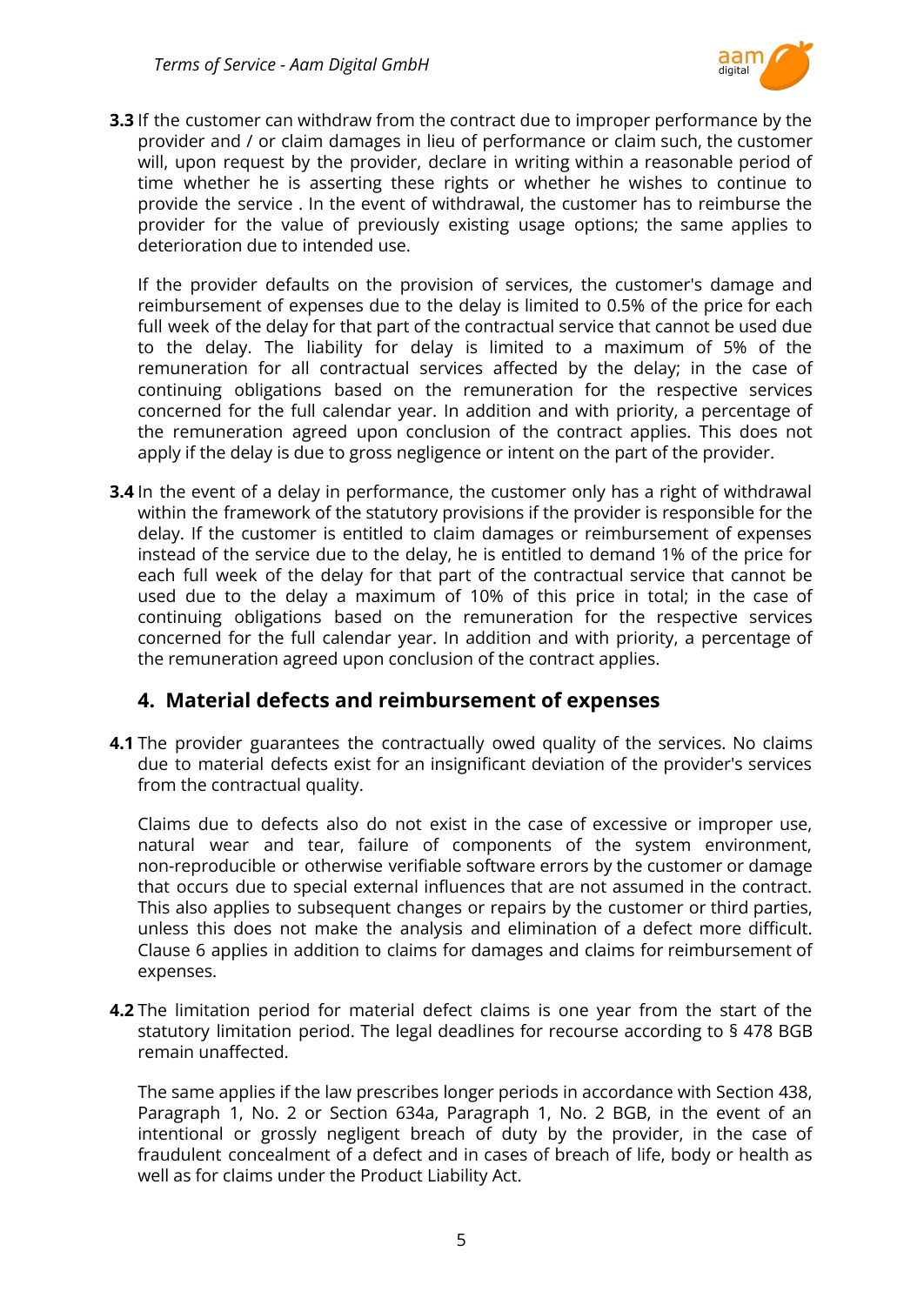**3.3** If the customer can withdraw from the contract due to improper performance by the provider and / or claim damages in lieu of performance or claim such, the customer will, upon request by the provider, declare in writing within a reasonable period of time whether he is asserting these rights or whether he wishes to continue to provide the service . In the event of withdrawal, the customer has to reimburse the provider for the value of previously existing usage options; the same applies to deterioration due to intended use.

If the provider defaults on the provision of services, the customer's damage and reimbursement of expenses due to the delay is limited to 0.5% of the price for each full week of the delay for that part of the contractual service that cannot be used due to the delay. The liability for delay is limited to a maximum of 5% of the remuneration for all contractual services affected by the delay; in the case of continuing obligations based on the remuneration for the respective services concerned for the full calendar year. In addition and with priority, a percentage of the remuneration agreed upon conclusion of the contract applies. This does not apply if the delay is due to gross negligence or intent on the part of the provider.

**3.4** In the event of a delay in performance, the customer only has a right of withdrawal within the framework of the statutory provisions if the provider is responsible for the delay. If the customer is entitled to claim damages or reimbursement of expenses instead of the service due to the delay, he is entitled to demand 1% of the price for each full week of the delay for that part of the contractual service that cannot be used due to the delay a maximum of 10% of this price in total; in the case of continuing obligations based on the remuneration for the respective services concerned for the full calendar year. In addition and with priority, a percentage of the remuneration agreed upon conclusion of the contract applies.

## 4. Material defects and reimbursement of expenses

**4.1** The provider guarantees the contractually owed quality of the services. No claims due to material defects exist for an insignificant deviation of the provider's services from the contractual quality.

Claims due to defects also do not exist in the case of excessive or improper use, natural wear and tear, failure of components of the system environment, non-reproducible or otherwise verifiable software errors by the customer or damage that occurs due to special external influences that are not assumed in the contract. This also applies to subsequent changes or repairs by the customer or third parties, unless this does not make the analysis and elimination of a defect more difficult. Clause 6 applies in addition to claims for damages and claims for reimbursement of expenses.

**4.2** The limitation period for material defect claims is one year from the start of the statutory limitation period. The legal deadlines for recourse according to § 478 BGB remain unaffected.

The same applies if the law prescribes longer periods in accordance with Section 438, Paragraph 1, No. 2 or Section 634a, Paragraph 1, No. 2 BGB, in the event of an intentional or grossly negligent breach of duty by the provider, in the case of fraudulent concealment of a defect and in cases of breach of life, body or health as well as for claims under the Product Liability Act.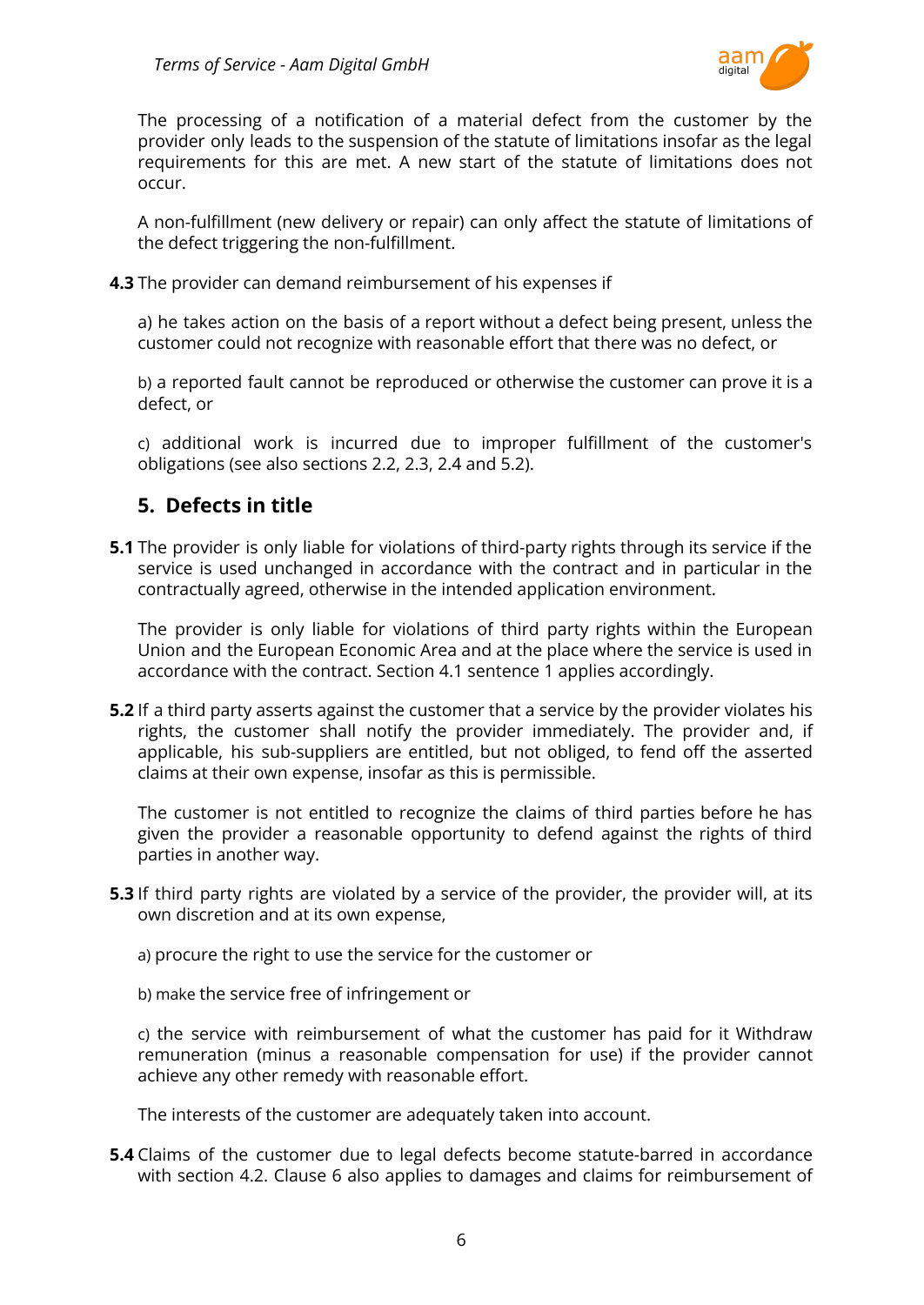The processing of a notification of a material defect from the customer by the provider only leads to the suspension of the statute of limitations insofar as the legal requirements for this are met. A new start of the statute of limitations does not occur.

A non-fulfillment (new delivery or repair) can only affect the statute of limitations of the defect triggering the non-fulfillment.

**4.3** The provider can demand reimbursement of his expenses if

a) he takes action on the basis of a report without a defect being present, unless the customer could not recognize with reasonable effort that there was no defect, or

b) a reported fault cannot be reproduced or otherwise the customer can prove it is a defect, or

c) additional work is incurred due to improper fulfillment of the customer's obligations (see also sections 2.2, 2.3, 2.4 and 5.2).

## 5. Defects in title

**5.1** The provider is only liable for violations of third-party rights through its service if the service is used unchanged in accordance with the contract and in particular in the contractually agreed, otherwise in the intended application environment.

The provider is only liable for violations of third party rights within the European Union and the European Economic Area and at the place where the service is used in accordance with the contract. Section 4.1 sentence 1 applies accordingly.

**5.2** If a third party asserts against the customer that a service by the provider violates his rights, the customer shall notify the provider immediately. The provider and, if applicable, his sub-suppliers are entitled, but not obliged, to fend off the asserted claims at their own expense, insofar as this is permissible.

The customer is not entitled to recognize the claims of third parties before he has given the provider a reasonable opportunity to defend against the rights of third parties in another way.

**5.3** If third party rights are violated by a service of the provider, the provider will, at its own discretion and at its own expense,

a) procure the right to use the service for the customer or

b) make the service free of infringement or

c) the service with reimbursement of what the customer has paid for it Withdraw remuneration (minus a reasonable compensation for use) if the provider cannot achieve any other remedy with reasonable effort.

The interests of the customer are adequately taken into account.

**5.4** Claims of the customer due to legal defects become statute-barred in accordance with section 4.2. Clause 6 also applies to damages and claims for reimbursement of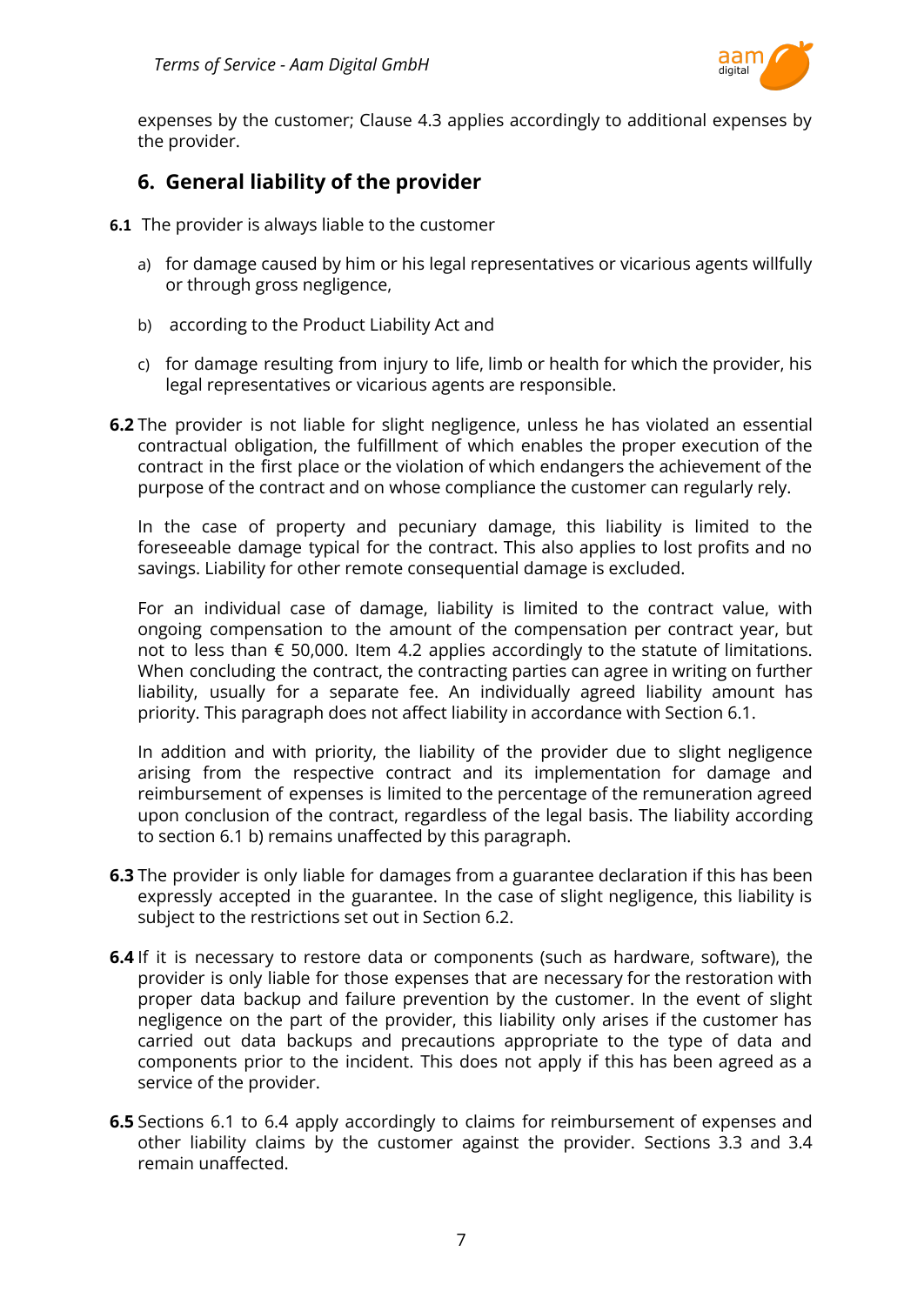expenses by the customer; Clause 4.3 applies accordingly to additional expenses by the provider.

## 6. General liability of the provider

**6.1** The provider is always liable to the customer

a) for damage caused by him or his legal representatives or vicarious agents willfully or through gross negligence,

b) according to the Product Liability Act and

c) for damage resulting from injury to life, limb or health for which the provider, his legal representatives or vicarious agents are responsible.

**6.2** The provider is not liable for slight negligence, unless he has violated an essential contractual obligation, the fulfillment of which enables the proper execution of the contract in the first place or the violation of which endangers the achievement of the purpose of the contract and on whose compliance the customer can regularly rely.

In the case of property and pecuniary damage, this liability is limited to the foreseeable damage typical for the contract. This also applies to lost profits and no savings. Liability for other remote consequential damage is excluded.

For an individual case of damage, liability is limited to the contract value, with ongoing compensation to the amount of the compensation per contract year, but not to less than € 50,000. Item 4.2 applies accordingly to the statute of limitations. When concluding the contract, the contracting parties can agree in writing on further liability, usually for a separate fee. An individually agreed liability amount has priority. This paragraph does not affect liability in accordance with Section 6.1.

In addition and with priority, the liability of the provider due to slight negligence arising from the respective contract and its implementation for damage and reimbursement of expenses is limited to the percentage of the remuneration agreed upon conclusion of the contract, regardless of the legal basis. The liability according to section 6.1 b) remains unaffected by this paragraph.

**6.3** The provider is only liable for damages from a guarantee declaration if this has been expressly accepted in the guarantee. In the case of slight negligence, this liability is subject to the restrictions set out in Section 6.2.

**6.4** If it is necessary to restore data or components (such as hardware, software), the provider is only liable for those expenses that are necessary for the restoration with proper data backup and failure prevention by the customer. In the event of slight negligence on the part of the provider, this liability only arises if the customer has carried out data backups and precautions appropriate to the type of data and components prior to the incident. This does not apply if this has been agreed as a service of the provider.

**6.5** Sections 6.1 to 6.4 apply accordingly to claims for reimbursement of expenses and other liability claims by the customer against the provider. Sections 3.3 and 3.4 remain unaffected.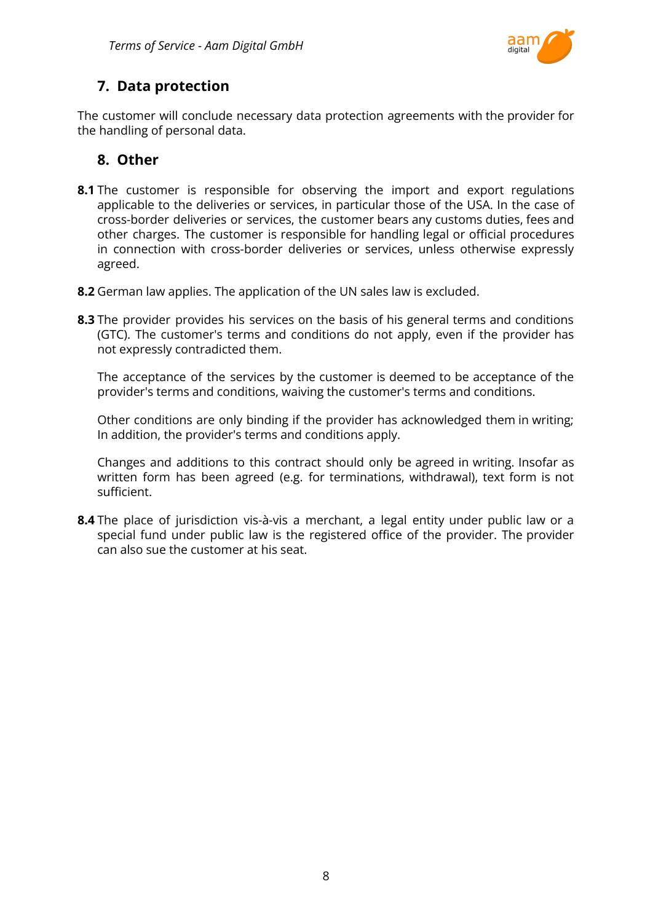## 7. Data protection

The customer will conclude necessary data protection agreements with the provider for the handling of personal data.

## 8. Other

**8.1** The customer is responsible for observing the import and export regulations applicable to the deliveries or services, in particular those of the USA. In the case of cross-border deliveries or services, the customer bears any customs duties, fees and other charges. The customer is responsible for handling legal or official procedures in connection with cross-border deliveries or services, unless otherwise expressly agreed.

**8.2** German law applies. The application of the UN sales law is excluded.

**8.3** The provider provides his services on the basis of his general terms and conditions (GTC). The customer's terms and conditions do not apply, even if the provider has not expressly contradicted them.

The acceptance of the services by the customer is deemed to be acceptance of the provider's terms and conditions, waiving the customer's terms and conditions.

Other conditions are only binding if the provider has acknowledged them in writing; In addition, the provider's terms and conditions apply.

Changes and additions to this contract should only be agreed in writing. Insofar as written form has been agreed (e.g. for terminations, withdrawal), text form is not sufficient.

**8.4** The place of jurisdiction vis-à-vis a merchant, a legal entity under public law or a special fund under public law is the registered office of the provider. The provider can also sue the customer at his seat.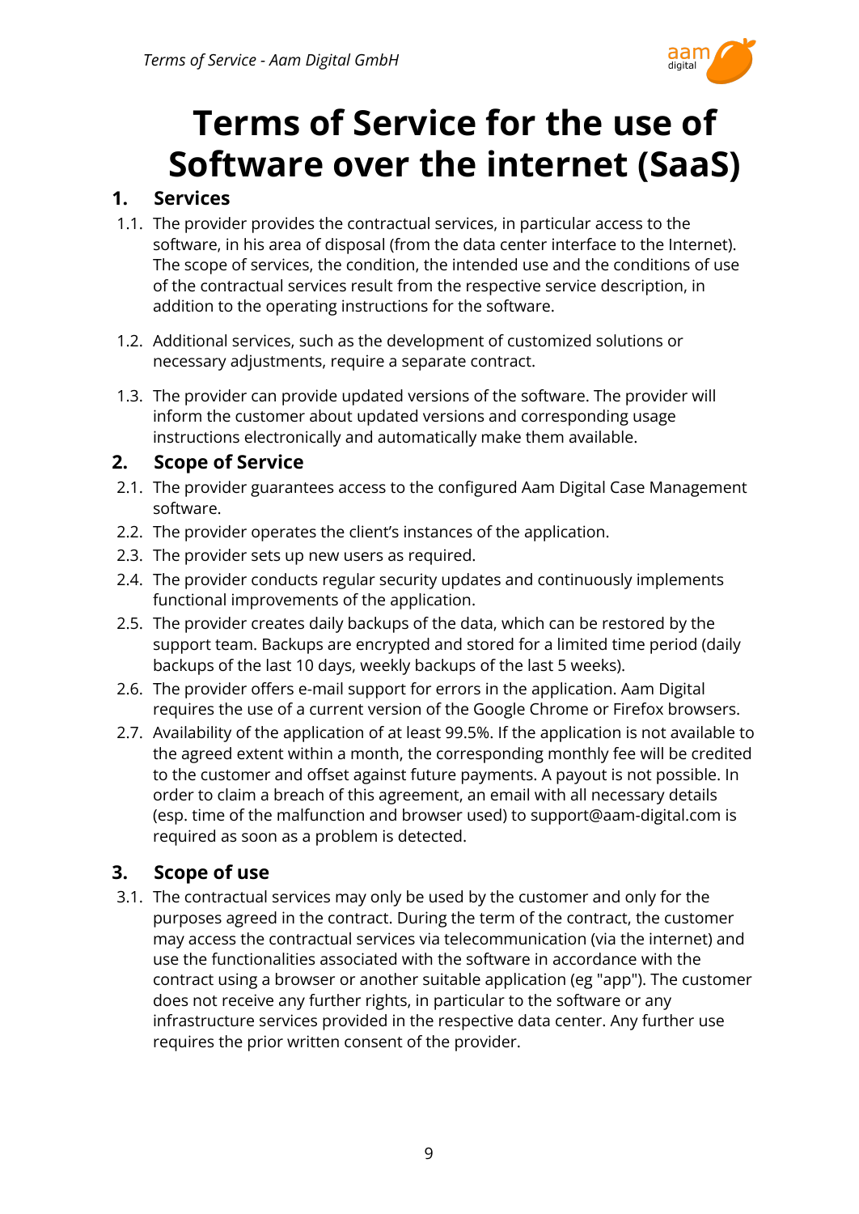# Terms of Service for the use of Software over the internet (SaaS)

## 1. Services

1.1. The provider provides the contractual services, in particular access to the software, in his area of disposal (from the data center interface to the Internet). The scope of services, the condition, the intended use and the conditions of use of the contractual services result from the respective service description, in addition to the operating instructions for the software.

1.2. Additional services, such as the development of customized solutions or necessary adjustments, require a separate contract.

1.3. The provider can provide updated versions of the software. The provider will inform the customer about updated versions and corresponding usage instructions electronically and automatically make them available.

## 2. Scope of Service

2.1. The provider guarantees access to the configured Aam Digital Case Management software.

2.2. The provider operates the client's instances of the application.

2.3. The provider sets up new users as required.

2.4. The provider conducts regular security updates and continuously implements functional improvements of the application.

2.5. The provider creates daily backups of the data, which can be restored by the support team. Backups are encrypted and stored for a limited time period (daily backups of the last 10 days, weekly backups of the last 5 weeks).

2.6. The provider offers e-mail support for errors in the application. Aam Digital requires the use of a current version of the Google Chrome or Firefox browsers.

2.7. Availability of the application of at least 99.5%. If the application is not available to the agreed extent within a month, the corresponding monthly fee will be credited to the customer and offset against future payments. A payout is not possible. In order to claim a breach of this agreement, an email with all necessary details (esp. time of the malfunction and browser used) to support@aam-digital.com is required as soon as a problem is detected.

## 3. Scope of use

3.1. The contractual services may only be used by the customer and only for the purposes agreed in the contract. During the term of the contract, the customer may access the contractual services via telecommunication (via the internet) and use the functionalities associated with the software in accordance with the contract using a browser or another suitable application (eg "app"). The customer does not receive any further rights, in particular to the software or any infrastructure services provided in the respective data center. Any further use requires the prior written consent of the provider.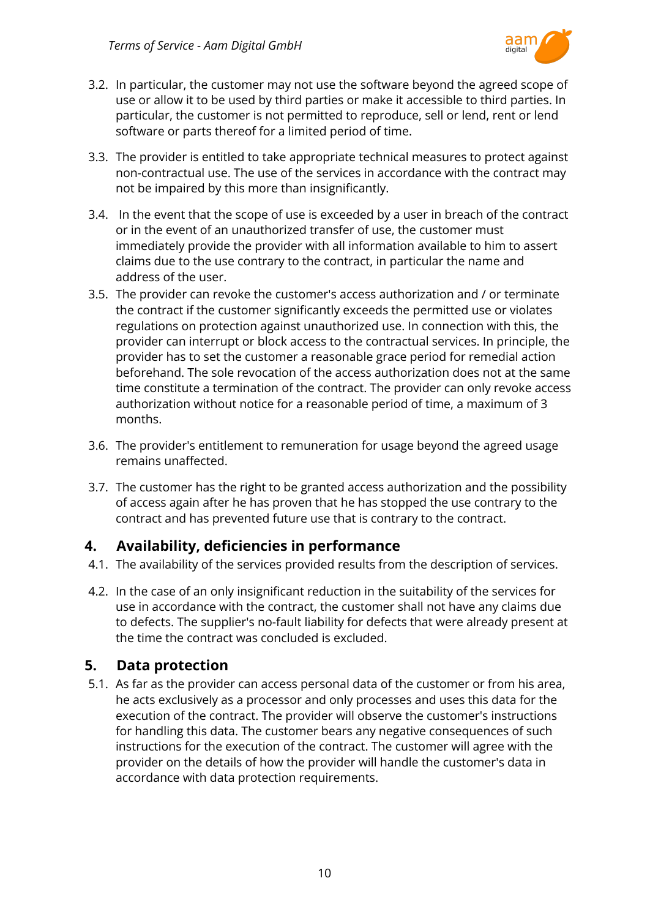3.2. In particular, the customer may not use the software beyond the agreed scope of use or allow it to be used by third parties or make it accessible to third parties. In particular, the customer is not permitted to reproduce, sell or lend, rent or lend software or parts thereof for a limited period of time.

3.3. The provider is entitled to take appropriate technical measures to protect against non-contractual use. The use of the services in accordance with the contract may not be impaired by this more than insignificantly.

3.4. In the event that the scope of use is exceeded by a user in breach of the contract or in the event of an unauthorized transfer of use, the customer must immediately provide the provider with all information available to him to assert claims due to the use contrary to the contract, in particular the name and address of the user.

3.5. The provider can revoke the customer's access authorization and / or terminate the contract if the customer significantly exceeds the permitted use or violates regulations on protection against unauthorized use. In connection with this, the provider can interrupt or block access to the contractual services. In principle, the provider has to set the customer a reasonable grace period for remedial action beforehand. The sole revocation of the access authorization does not at the same time constitute a termination of the contract. The provider can only revoke access authorization without notice for a reasonable period of time, a maximum of 3 months.

3.6. The provider's entitlement to remuneration for usage beyond the agreed usage remains unaffected.

3.7. The customer has the right to be granted access authorization and the possibility of access again after he has proven that he has stopped the use contrary to the contract and has prevented future use that is contrary to the contract.

## 4. Availability, deficiencies in performance

4.1. The availability of the services provided results from the description of services.

4.2. In the case of an only insignificant reduction in the suitability of the services for use in accordance with the contract, the customer shall not have any claims due to defects. The supplier's no-fault liability for defects that were already present at the time the contract was concluded is excluded.

## 5. Data protection

5.1. As far as the provider can access personal data of the customer or from his area, he acts exclusively as a processor and only processes and uses this data for the execution of the contract. The provider will observe the customer's instructions for handling this data. The customer bears any negative consequences of such instructions for the execution of the contract. The customer will agree with the provider on the details of how the provider will handle the customer's data in accordance with data protection requirements.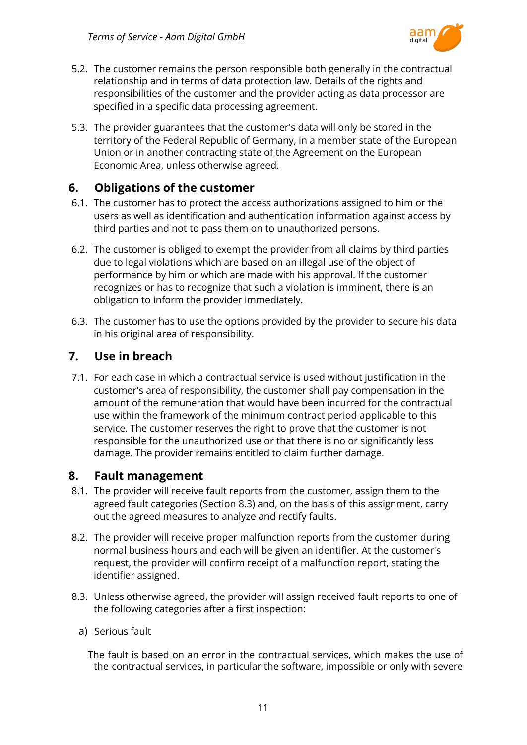5.2. The customer remains the person responsible both generally in the contractual relationship and in terms of data protection law. Details of the rights and responsibilities of the customer and the provider acting as data processor are specified in a specific data processing agreement.

5.3. The provider guarantees that the customer's data will only be stored in the territory of the Federal Republic of Germany, in a member state of the European Union or in another contracting state of the Agreement on the European Economic Area, unless otherwise agreed.

## 6. Obligations of the customer

6.1. The customer has to protect the access authorizations assigned to him or the users as well as identification and authentication information against access by third parties and not to pass them on to unauthorized persons.

6.2. The customer is obliged to exempt the provider from all claims by third parties due to legal violations which are based on an illegal use of the object of performance by him or which are made with his approval. If the customer recognizes or has to recognize that such a violation is imminent, there is an obligation to inform the provider immediately.

6.3. The customer has to use the options provided by the provider to secure his data in his original area of responsibility.

## 7. Use in breach

7.1. For each case in which a contractual service is used without justification in the customer's area of responsibility, the customer shall pay compensation in the amount of the remuneration that would have been incurred for the contractual use within the framework of the minimum contract period applicable to this service. The customer reserves the right to prove that the customer is not responsible for the unauthorized use or that there is no or significantly less damage. The provider remains entitled to claim further damage.

## 8. Fault management

8.1. The provider will receive fault reports from the customer, assign them to the agreed fault categories (Section 8.3) and, on the basis of this assignment, carry out the agreed measures to analyze and rectify faults.

8.2. The provider will receive proper malfunction reports from the customer during normal business hours and each will be given an identifier. At the customer's request, the provider will confirm receipt of a malfunction report, stating the identifier assigned.

8.3. Unless otherwise agreed, the provider will assign received fault reports to one of the following categories after a first inspection:

a) Serious fault

The fault is based on an error in the contractual services, which makes the use of the contractual services, in particular the software, impossible or only with severe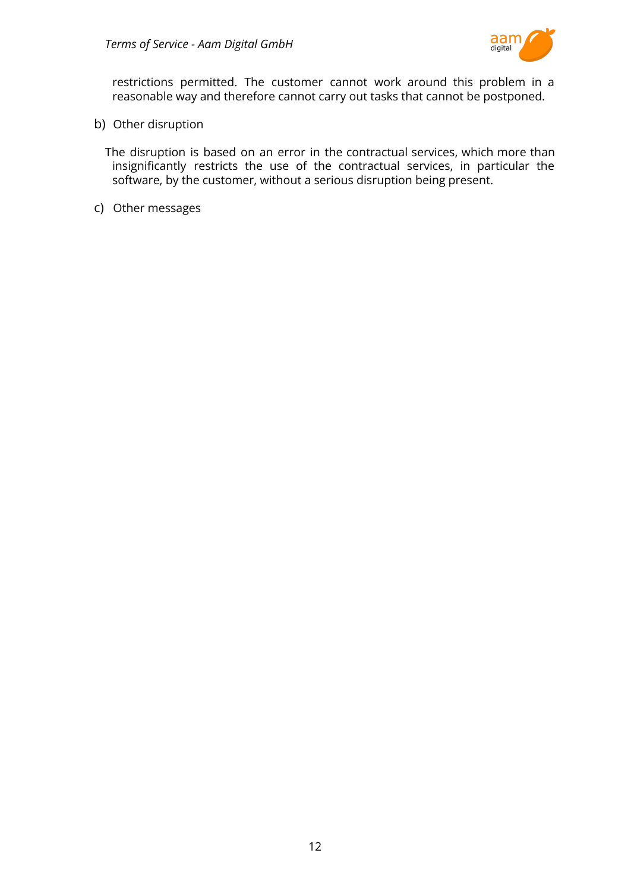restrictions permitted. The customer cannot work around this problem in a reasonable way and therefore cannot carry out tasks that cannot be postponed.

b) Other disruption

The disruption is based on an error in the contractual services, which more than insignificantly restricts the use of the contractual services, in particular the software, by the customer, without a serious disruption being present.

c) Other messages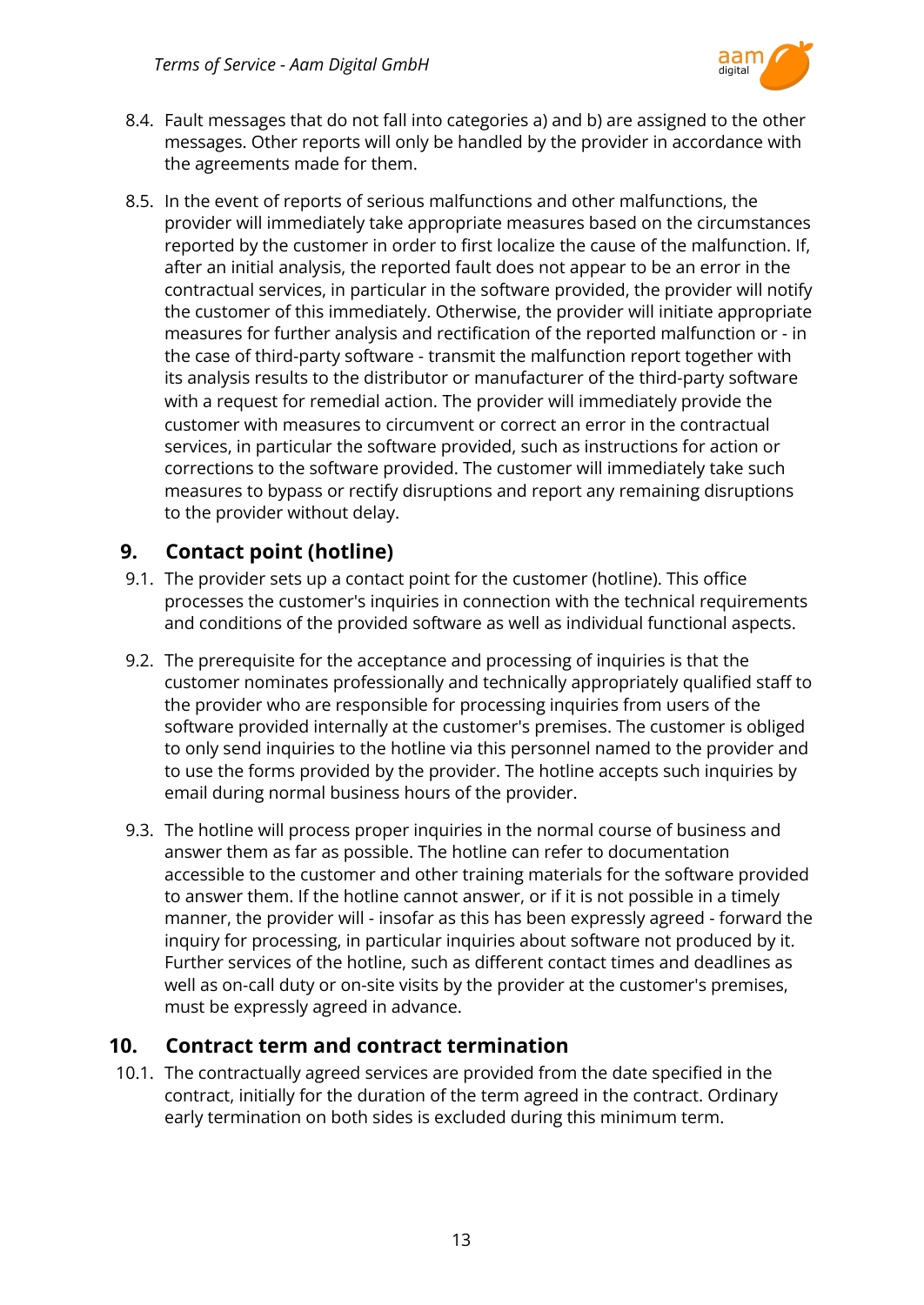8.4. Fault messages that do not fall into categories a) and b) are assigned to the other messages. Other reports will only be handled by the provider in accordance with the agreements made for them.

8.5. In the event of reports of serious malfunctions and other malfunctions, the provider will immediately take appropriate measures based on the circumstances reported by the customer in order to first localize the cause of the malfunction. If, after an initial analysis, the reported fault does not appear to be an error in the contractual services, in particular in the software provided, the provider will notify the customer of this immediately. Otherwise, the provider will initiate appropriate measures for further analysis and rectification of the reported malfunction or - in the case of third-party software - transmit the malfunction report together with its analysis results to the distributor or manufacturer of the third-party software with a request for remedial action. The provider will immediately provide the customer with measures to circumvent or correct an error in the contractual services, in particular the software provided, such as instructions for action or corrections to the software provided. The customer will immediately take such measures to bypass or rectify disruptions and report any remaining disruptions to the provider without delay.

## 9. Contact point (hotline)

9.1. The provider sets up a contact point for the customer (hotline). This office processes the customer's inquiries in connection with the technical requirements and conditions of the provided software as well as individual functional aspects.

9.2. The prerequisite for the acceptance and processing of inquiries is that the customer nominates professionally and technically appropriately qualified staff to the provider who are responsible for processing inquiries from users of the software provided internally at the customer's premises. The customer is obliged to only send inquiries to the hotline via this personnel named to the provider and to use the forms provided by the provider. The hotline accepts such inquiries by email during normal business hours of the provider.

9.3. The hotline will process proper inquiries in the normal course of business and answer them as far as possible. The hotline can refer to documentation accessible to the customer and other training materials for the software provided to answer them. If the hotline cannot answer, or if it is not possible in a timely manner, the provider will - insofar as this has been expressly agreed - forward the inquiry for processing, in particular inquiries about software not produced by it. Further services of the hotline, such as different contact times and deadlines as well as on-call duty or on-site visits by the provider at the customer's premises, must be expressly agreed in advance.

## 10. Contract term and contract termination

10.1. The contractually agreed services are provided from the date specified in the contract, initially for the duration of the term agreed in the contract. Ordinary early termination on both sides is excluded during this minimum term.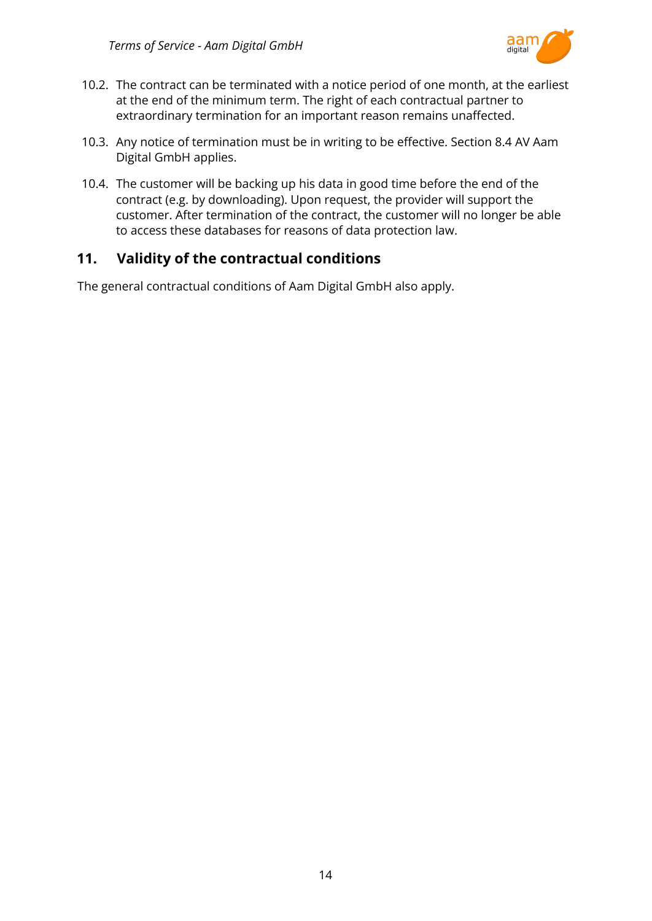10.2. The contract can be terminated with a notice period of one month, at the earliest at the end of the minimum term. The right of each contractual partner to extraordinary termination for an important reason remains unaffected.

10.3. Any notice of termination must be in writing to be effective. Section 8.4 AV Aam Digital GmbH applies.

10.4. The customer will be backing up his data in good time before the end of the contract (e.g. by downloading). Upon request, the provider will support the customer. After termination of the contract, the customer will no longer be able to access these databases for reasons of data protection law.

## 11. Validity of the contractual conditions

The general contractual conditions of Aam Digital GmbH also apply.